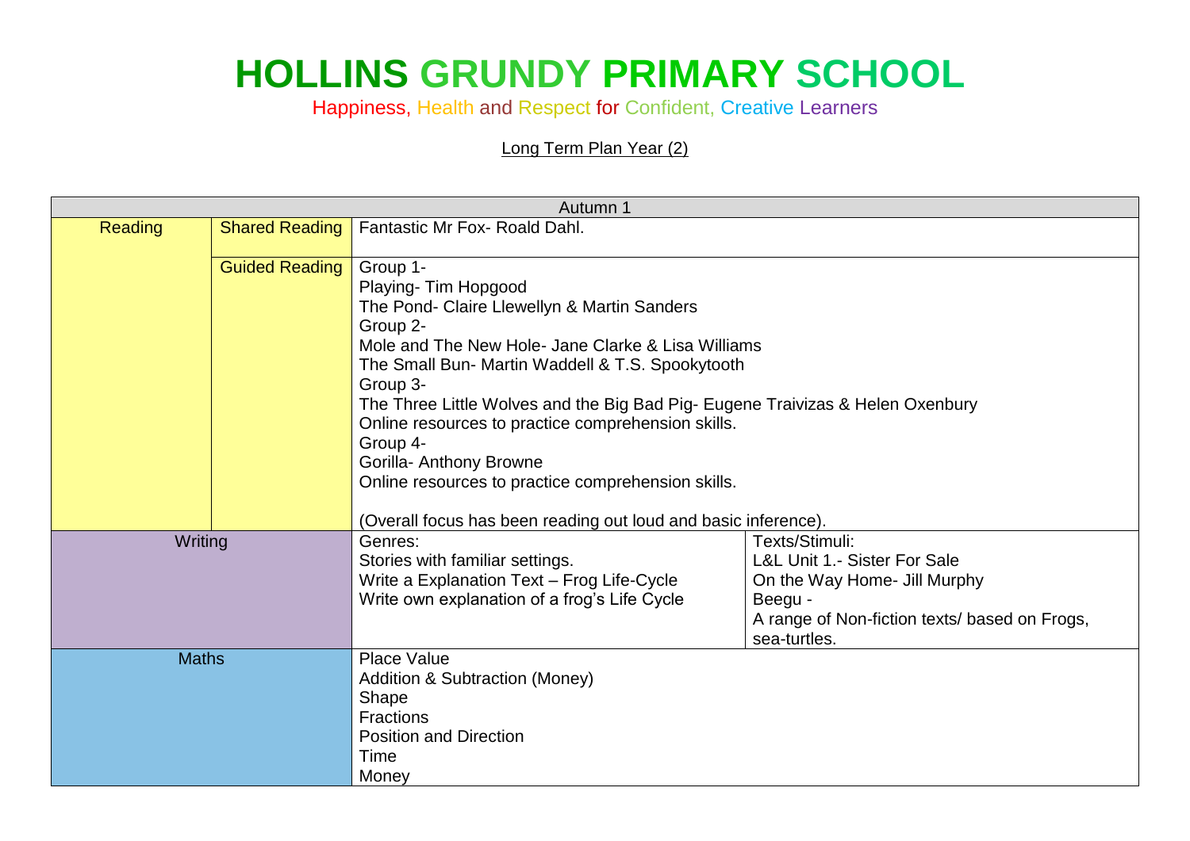# HOLLINS GRUNDY PRIMARY SCHOOL

Happiness, Health and Respect for Confident, Creative Learners

Long Term Plan Year (2)

| Autumn 1 | | | |
|---|---|---|---|
| Reading | Shared Reading | Fantastic Mr Fox- Roald Dahl. | |
| | Guided Reading | Group 1-<br>Playing- Tim Hopgood<br>The Pond- Claire Llewellyn & Martin Sanders<br>Group 2-<br>Mole and The New Hole- Jane Clarke & Lisa Williams<br>The Small Bun- Martin Waddell & T.S. Spookytooth<br>Group 3-<br>The Three Little Wolves and the Big Bad Pig- Eugene Traivizas & Helen Oxenbury<br>Online resources to practice comprehension skills.<br>Group 4-<br>Gorilla- Anthony Browne<br>Online resources to practice comprehension skills.<br><br>(Overall focus has been reading out loud and basic inference). | |
| Writing | | Genres:<br>Stories with familiar settings.<br>Write a Explanation Text – Frog Life-Cycle<br>Write own explanation of a frog's Life Cycle | Texts/Stimuli:<br>L&L Unit 1.- Sister For Sale<br>On the Way Home- Jill Murphy<br>Beegu -<br>A range of Non-fiction texts/ based on Frogs, sea-turtles. |
| Maths | | Place Value<br>Addition & Subtraction (Money)<br>Shape<br>Fractions<br>Position and Direction<br>Time<br>Money | |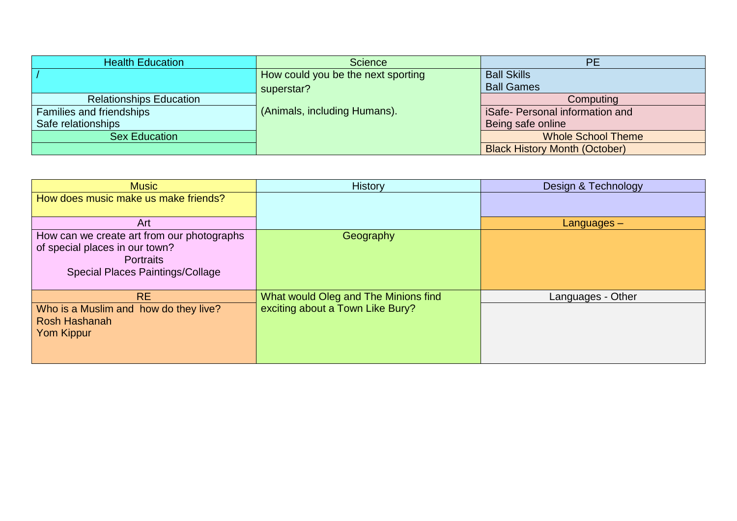| Health Education | Science | PE |
| --- | --- | --- |
| / | How could you be the next sporting superstar?<br><br>(Animals, including Humans). | Ball Skills<br>Ball Games |
| Relationships Education | | Computing |
| Families and friendships<br>Safe relationships | | iSafe- Personal information and Being safe online |
| Sex Education | | Whole School Theme |
| | | Black History Month (October) |

| Music | History | Design & Technology |
| --- | --- | --- |
| How does music make us make friends? | | |
| Art | | Languages – |
| How can we create art from our photographs of special places in our town?<br>Portraits<br>Special Places Paintings/Collage | Geography | |
| RE | What would Oleg and The Minions find exciting about a Town Like Bury? | Languages - Other |
| Who is a Muslim and how do they live?<br>Rosh Hashanah<br>Yom Kippur | | |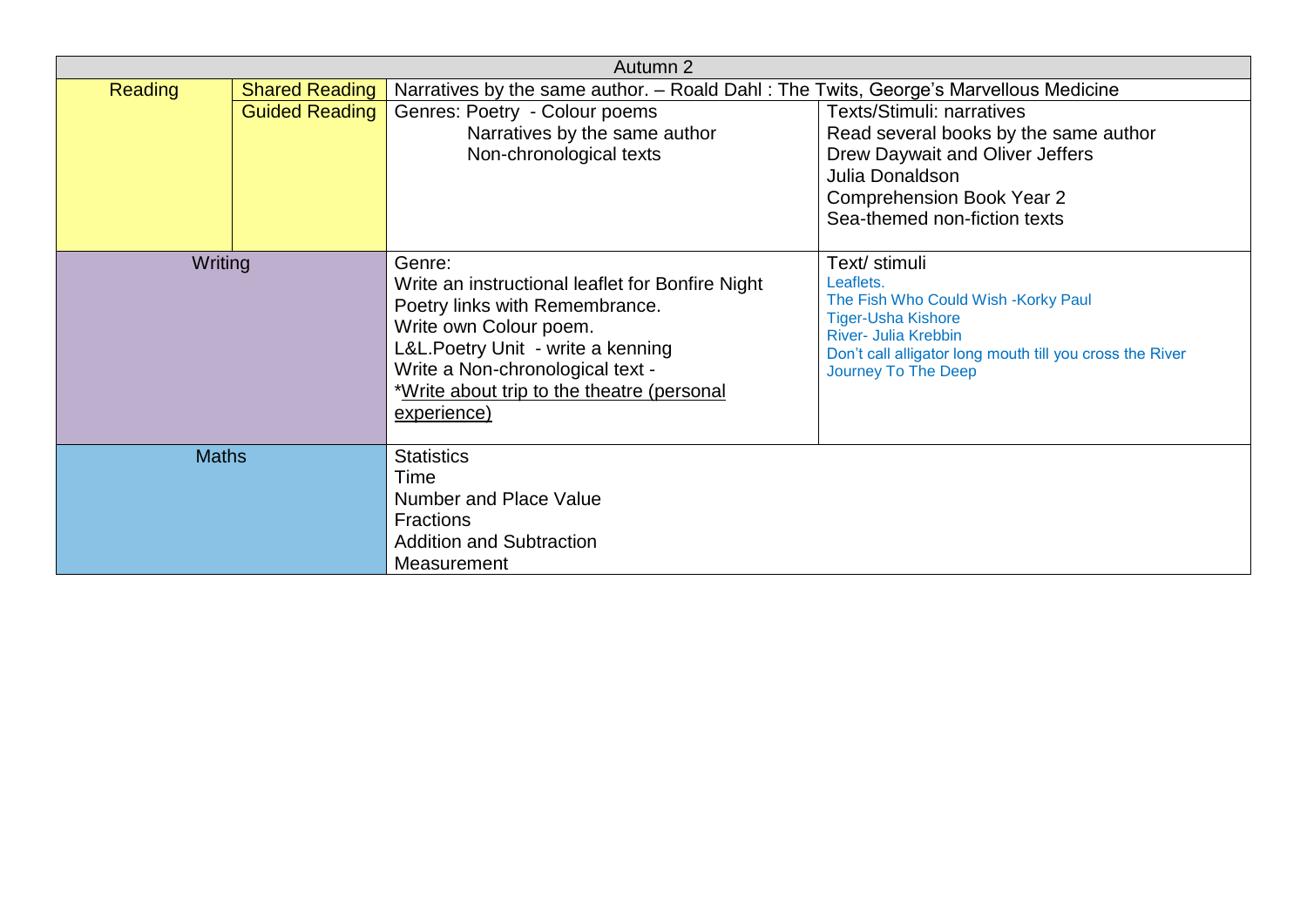| Autumn 2 | | | |
|---|---|---|---|
| Reading | Shared Reading | Narratives by the same author. – Roald Dahl : The Twits, George's Marvellous Medicine | |
| | Guided Reading | Genres: Poetry - Colour poems<br>Narratives by the same author<br>Non-chronological texts | Texts/Stimuli: narratives<br>Read several books by the same author<br>Drew Daywait and Oliver Jeffers<br>Julia Donaldson<br>Comprehension Book Year 2<br>Sea-themed non-fiction texts |
| Writing | | Genre:<br>Write an instructional leaflet for Bonfire Night<br>Poetry links with Remembrance.<br>Write own Colour poem.<br>L&L.Poetry Unit - write a kenning<br>Write a Non-chronological text -<br>*Write about trip to the theatre (personal experience) | Text/ stimuli<br>Leaflets.<br>The Fish Who Could Wish -Korky Paul<br>Tiger-Usha Kishore<br>River- Julia Krebbin<br>Don't call alligator long mouth till you cross the River<br>Journey To The Deep |
| Maths | | Statistics<br>Time<br>Number and Place Value<br>Fractions<br>Addition and Subtraction<br>Measurement | |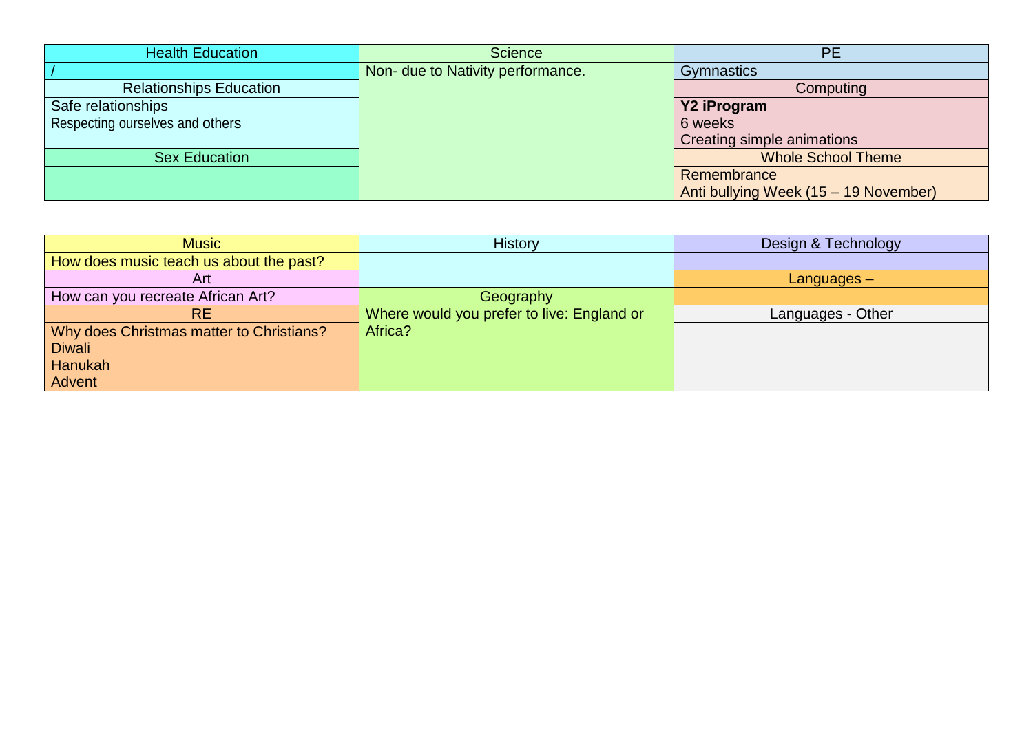| Health Education | Science | PE |
|---|---|---|
| / | Non- due to Nativity performance. | Gymnastics |
| Relationships Education | | Computing |
| Safe relationships<br>Respecting ourselves and others | | **Y2 iProgram**<br>6 weeks<br>Creating simple animations |
| Sex Education | | Whole School Theme |
| | | Remembrance<br>Anti bullying Week (15 – 19 November) |

| Music | History | Design & Technology |
|---|---|---|
| How does music teach us about the past? | | |
| Art | | Languages – |
| How can you recreate African Art? | Geography | |
| RE | Where would you prefer to live: England or Africa? | Languages - Other |
| Why does Christmas matter to Christians?<br>Diwali<br>Hanukah<br>Advent | | |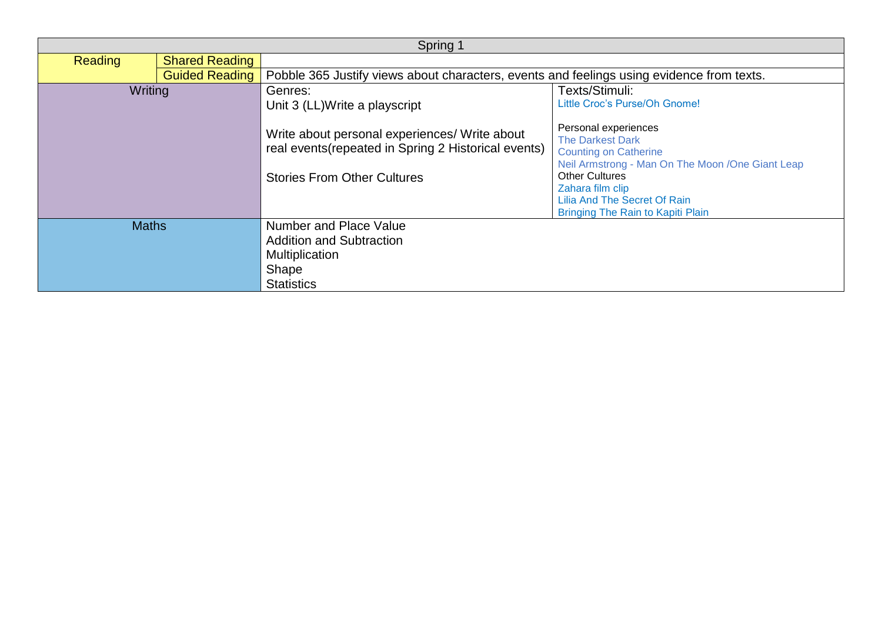| Spring 1 | | | |
|---|---|---|---|
| Reading | Shared Reading | | |
| | Guided Reading | Pobble 365 Justify views about characters, events and feelings using evidence from texts. | |
| Writing | | Genres:<br>Unit 3 (LL)Write a playscript<br><br>Write about personal experiences/ Write about real events(repeated in Spring 2 Historical events)<br><br>Stories From Other Cultures | Texts/Stimuli:<br>Little Croc's Purse/Oh Gnome!<br><br>Personal experiences<br>The Darkest Dark<br>Counting on Catherine<br>Neil Armstrong - Man On The Moon /One Giant Leap<br>Other Cultures<br>Zahara film clip<br>Lilia And The Secret Of Rain<br>Bringing The Rain to Kapiti Plain |
| Maths | | Number and Place Value<br>Addition and Subtraction<br>Multiplication<br>Shape<br>Statistics | |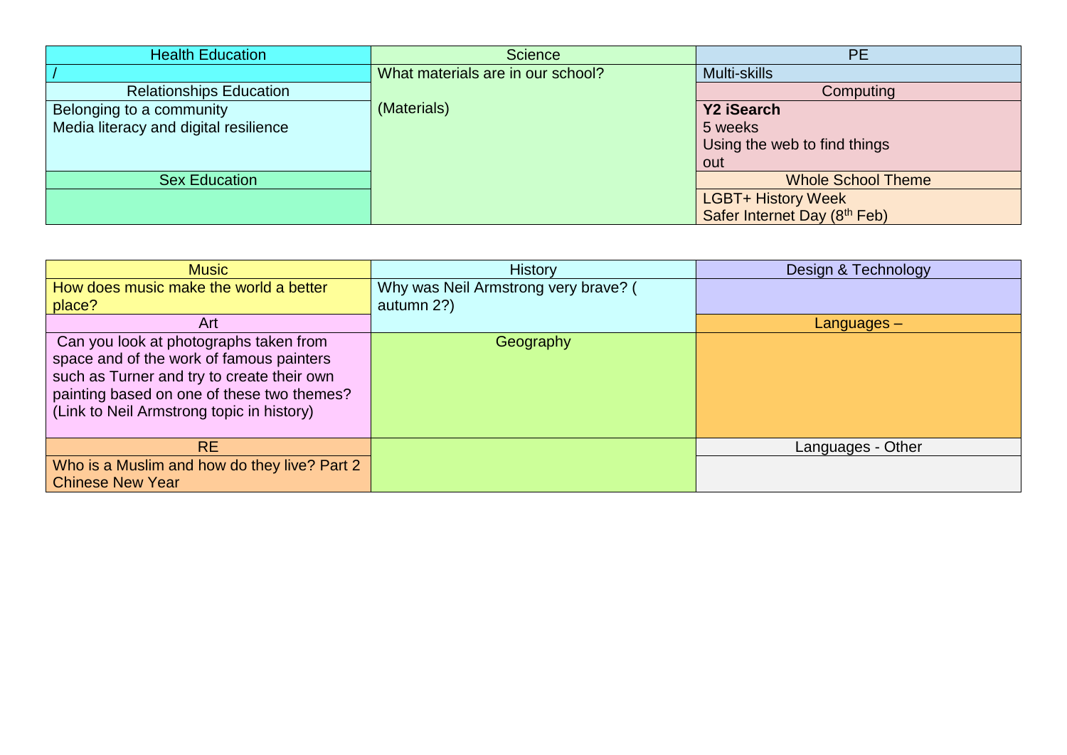| Health Education | Science | PE |
|---|---|---|
| / | What materials are in our school?<br><br>(Materials) | Multi-skills |
| **Relationships Education** | | **Computing** |
| Belonging to a community<br>Media literacy and digital resilience | | **Y2 iSearch**<br>5 weeks<br>Using the web to find things out |
| **Sex Education** | | **Whole School Theme** |
| | | LGBT+ History Week<br>Safer Internet Day (8th Feb) |

| Music | History | Design & Technology |
|---|---|---|
| How does music make the world a better place? | Why was Neil Armstrong very brave? ( autumn 2?) | |
| **Art** | | **Languages –** |
| Can you look at photographs taken from space and of the work of famous painters such as Turner and try to create their own painting based on one of these two themes? (Link to Neil Armstrong topic in history) | **Geography** | |
| **RE** | | **Languages - Other** |
| Who is a Muslim and how do they live? Part 2<br>Chinese New Year | | |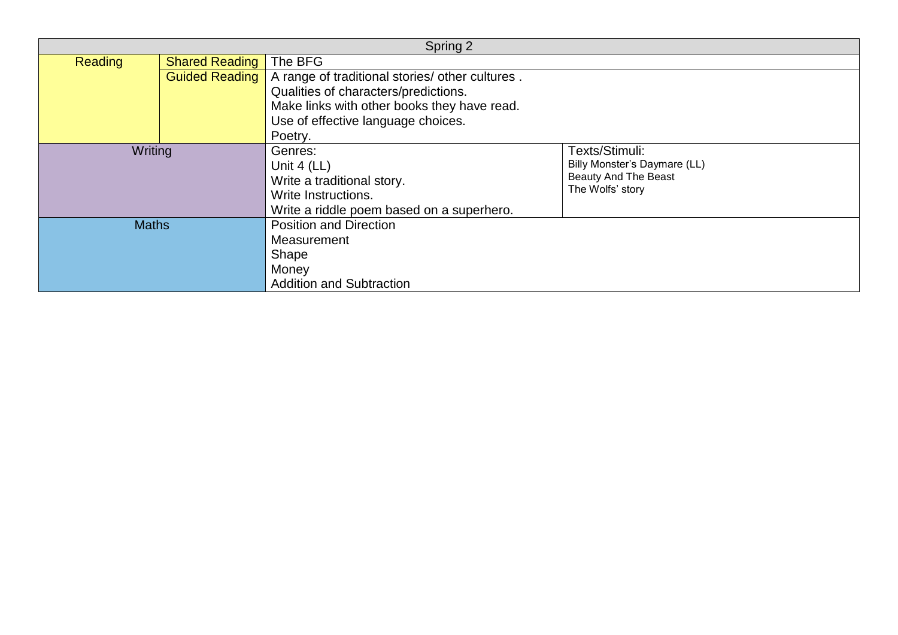| Spring 2 | | | |
|---|---|---|---|
| Reading | Shared Reading | The BFG | |
| | Guided Reading | A range of traditional stories/ other cultures .<br>Qualities of characters/predictions.<br>Make links with other books they have read.<br>Use of effective language choices.<br>Poetry. | |
| Writing | | Genres:<br>Unit 4 (LL)<br>Write a traditional story.<br>Write Instructions.<br>Write a riddle poem based on a superhero. | Texts/Stimuli:<br>Billy Monster's Daymare (LL)<br>Beauty And The Beast<br>The Wolfs' story |
| Maths | | Position and Direction<br>Measurement<br>Shape<br>Money<br>Addition and Subtraction | |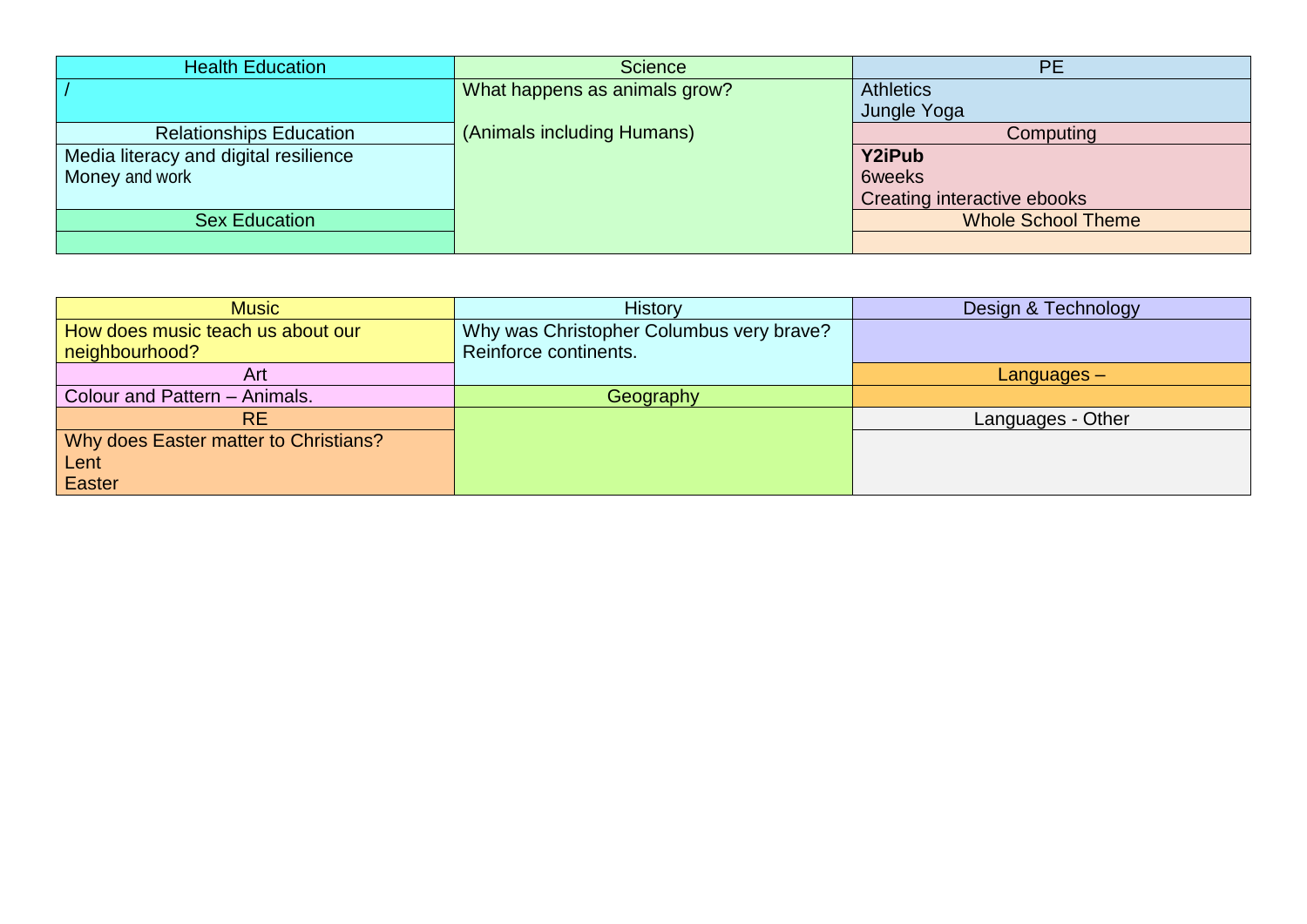| Health Education | Science | PE |
| --- | --- | --- |
| / | What happens as animals grow?<br><br>(Animals including Humans) | Athletics<br>Jungle Yoga |
| **Relationships Education** | | **Computing** |
| Media literacy and digital resilience<br>Money and work | | **Y2iPub**<br>6weeks<br>Creating interactive ebooks |
| **Sex Education** | | **Whole School Theme** |
| | | |

| Music | History | Design & Technology |
| --- | --- | --- |
| How does music teach us about our neighbourhood? | Why was Christopher Columbus very brave?<br>Reinforce continents. | |
| **Art** | | **Languages –** |
| Colour and Pattern – Animals. | **Geography** | |
| **RE** | | **Languages - Other** |
| Why does Easter matter to Christians?<br>Lent<br>Easter | | |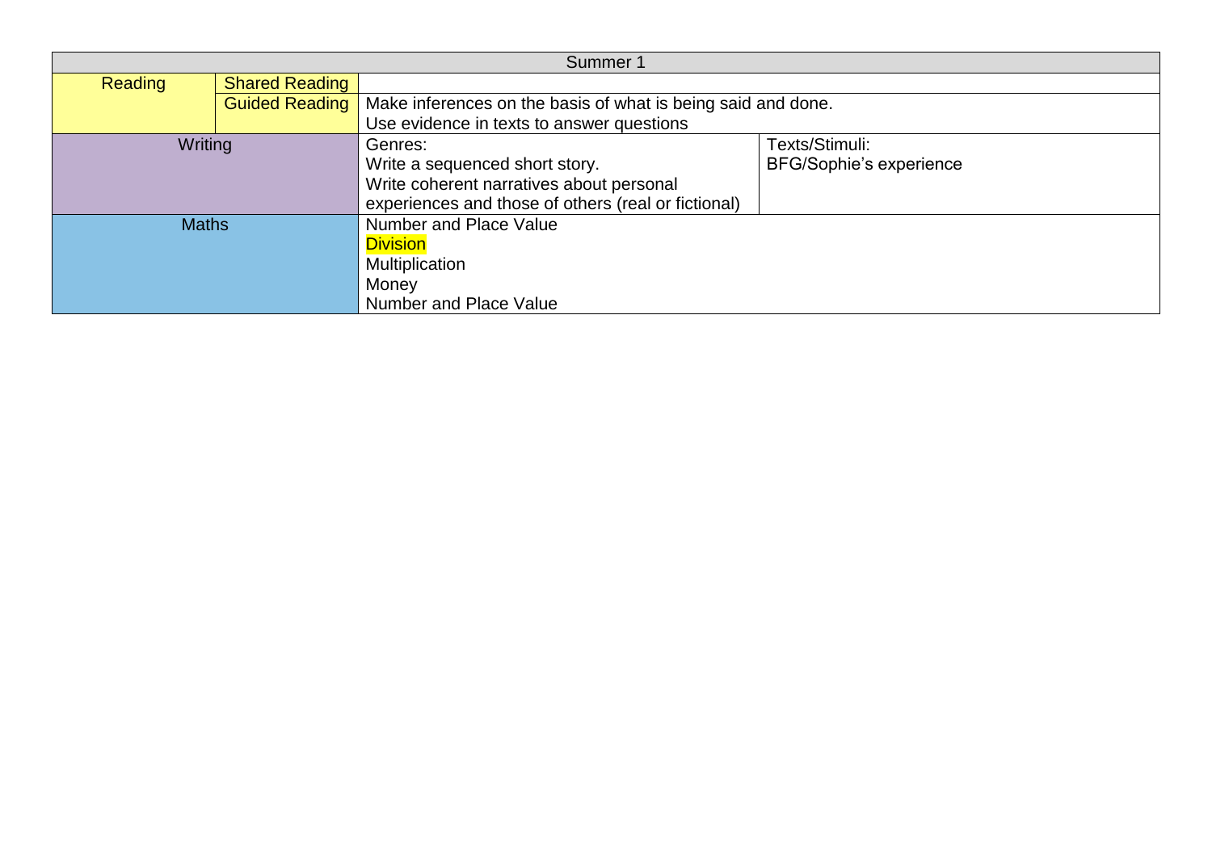| Summer 1 | | | |
|---|---|---|---|
| Reading | Shared Reading | | |
| | Guided Reading | Make inferences on the basis of what is being said and done.<br>Use evidence in texts to answer questions | |
| Writing | | Genres:<br>Write a sequenced short story.<br>Write coherent narratives about personal experiences and those of others (real or fictional) | Texts/Stimuli:<br>BFG/Sophie's experience |
| Maths | | Number and Place Value<br>Division<br>Multiplication<br>Money<br>Number and Place Value | |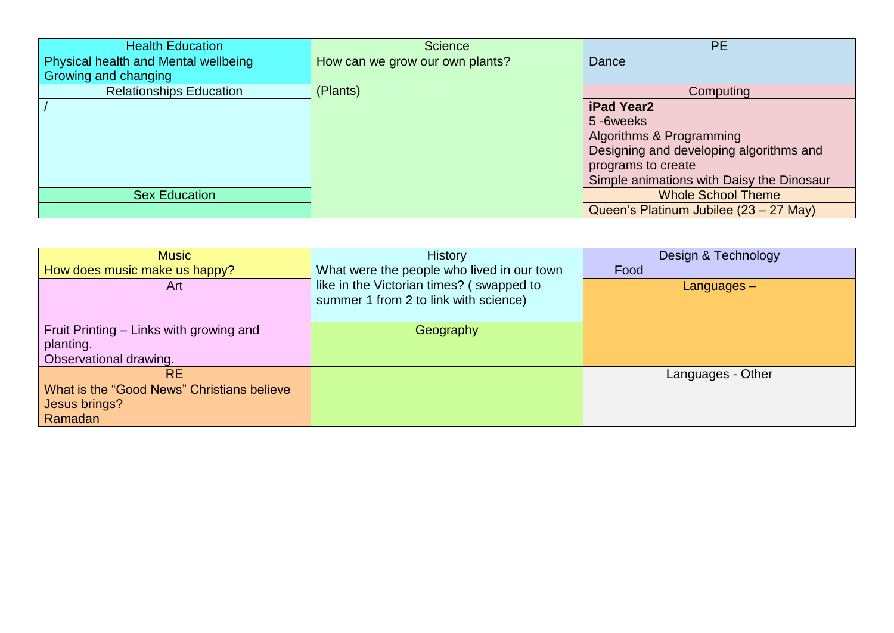| Health Education | Science | PE |
|---|---|---|
| Physical health and Mental wellbeing<br>Growing and changing | How can we grow our own plants?<br><br>(Plants) | Dance |
| Relationships Education | | Computing |
| / | | **iPad Year2**<br>5 -6weeks<br>Algorithms & Programming<br>Designing and developing algorithms and programs to create<br>Simple animations with Daisy the Dinosaur |
| Sex Education | | Whole School Theme |
| | | Queen's Platinum Jubilee (23 – 27 May) |

| Music | History | Design & Technology |
|---|---|---|
| How does music make us happy? | What were the people who lived in our town like in the Victorian times? ( swapped to summer 1 from 2 to link with science) | Food |
| Art | | Languages – |
| Fruit Printing – Links with growing and planting.<br>Observational drawing. | Geography | |
| RE | | Languages - Other |
| What is the "Good News" Christians believe Jesus brings?<br>Ramadan | | |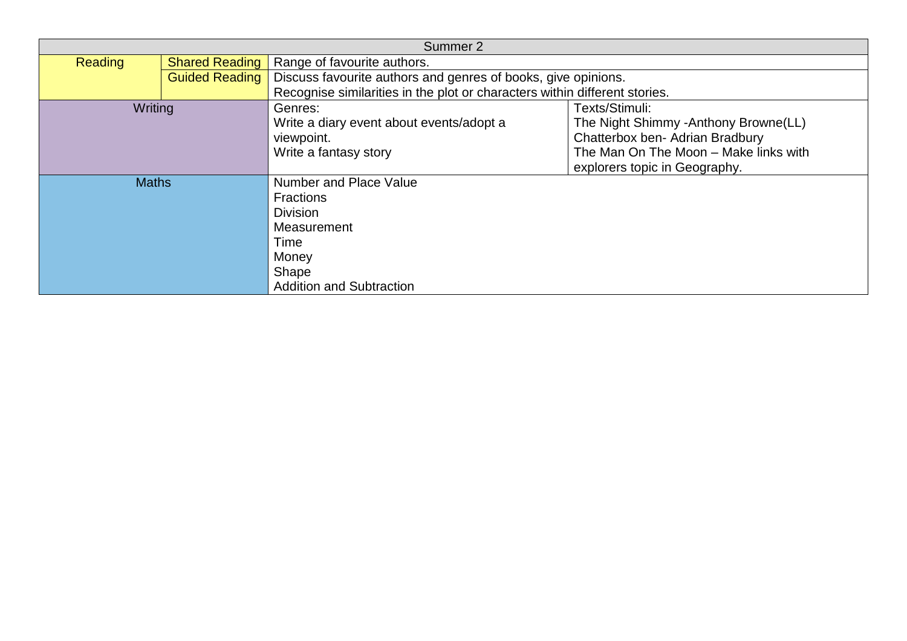| Summer 2 | | | |
|---|---|---|---|
| Reading | Shared Reading | Range of favourite authors. | |
| | Guided Reading | Discuss favourite authors and genres of books, give opinions.<br>Recognise similarities in the plot or characters within different stories. | |
| Writing | | Genres:<br>Write a diary event about events/adopt a viewpoint.<br>Write a fantasy story | Texts/Stimuli:<br>The Night Shimmy -Anthony Browne(LL)<br>Chatterbox ben- Adrian Bradbury<br>The Man On The Moon – Make links with explorers topic in Geography. |
| Maths | | Number and Place Value<br>Fractions<br>Division<br>Measurement<br>Time<br>Money<br>Shape<br>Addition and Subtraction | |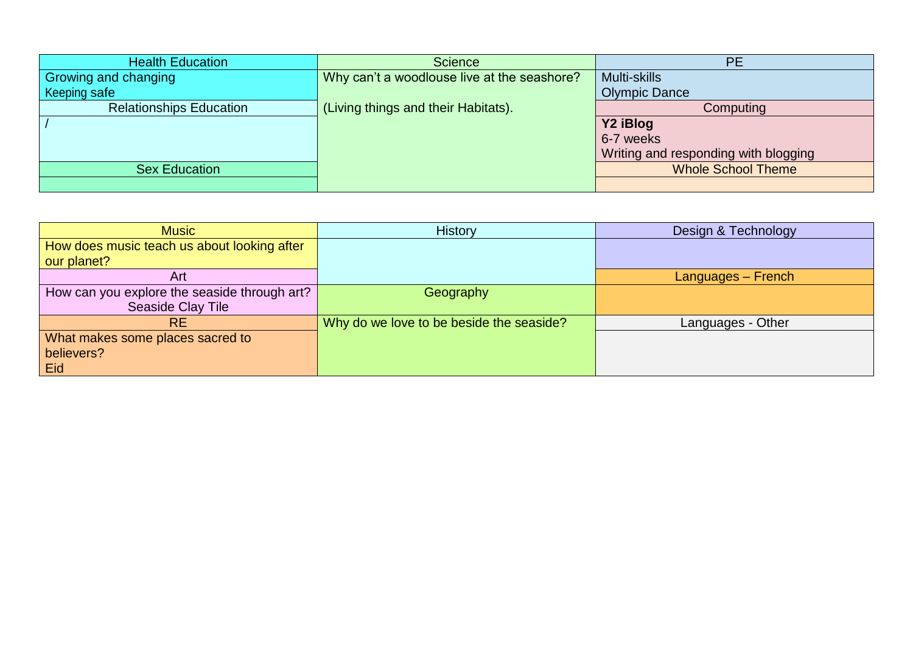| Health Education | Science | PE |
|---|---|---|
| Growing and changing<br>Keeping safe | Why can't a woodlouse live at the seashore?<br><br>(Living things and their Habitats). | Multi-skills<br>Olympic Dance |
| Relationships Education | | Computing |
| / | | **Y2 iBlog**<br>6-7 weeks<br>Writing and responding with blogging |
| Sex Education | | Whole School Theme |
| | | |

| Music | History | Design & Technology |
|---|---|---|
| How does music teach us about looking after our planet? | | |
| Art | | Languages – French |
| How can you explore the seaside through art?<br>Seaside Clay Tile | Geography | |
| RE | Why do we love to be beside the seaside? | Languages - Other |
| What makes some places sacred to believers?<br>Eid | | |